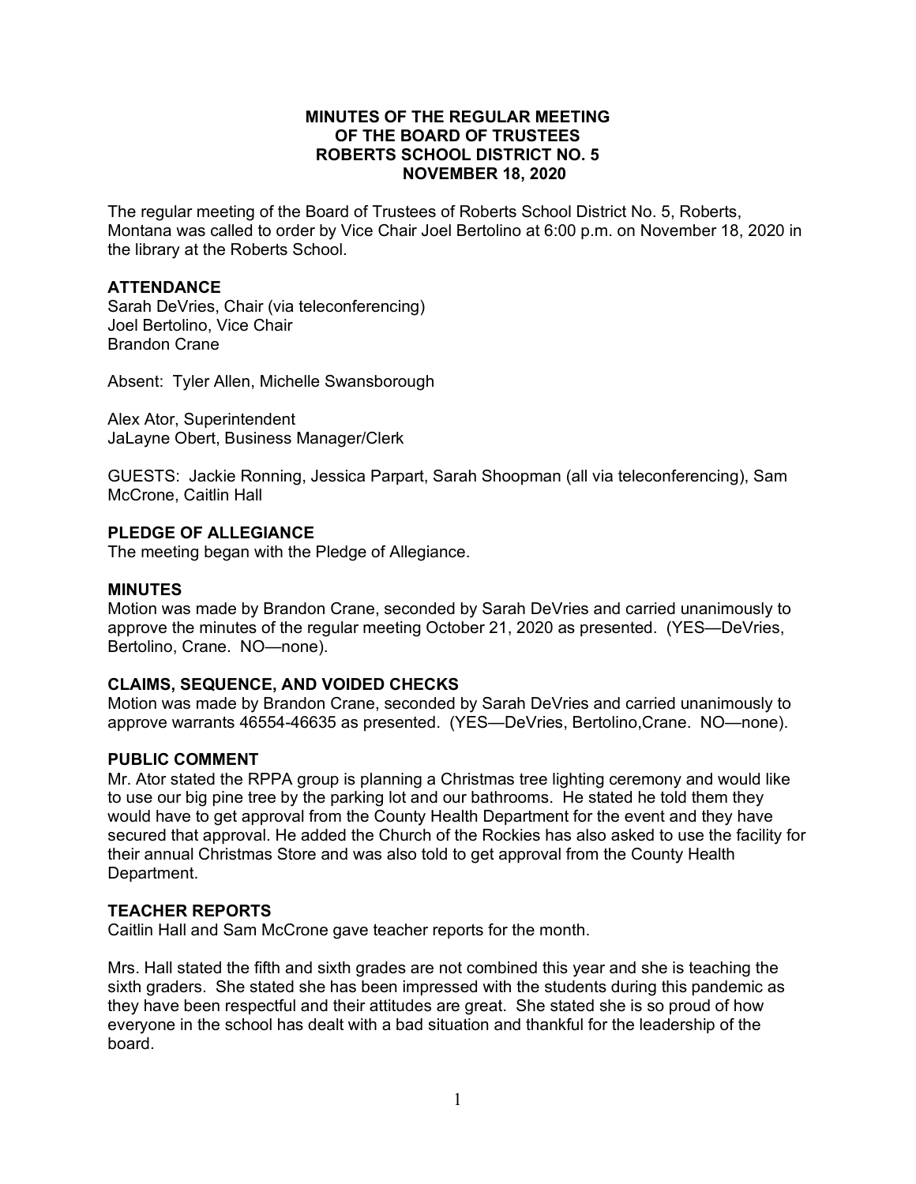# MINUTES OF THE REGULAR MEETING OF THE BOARD OF TRUSTEES ROBERTS SCHOOL DISTRICT NO. 5 NOVEMBER 18, 2020

The regular meeting of the Board of Trustees of Roberts School District No. 5, Roberts, Montana was called to order by Vice Chair Joel Bertolino at 6:00 p.m. on November 18, 2020 in the library at the Roberts School.

## ATTENDANCE

Sarah DeVries, Chair (via teleconferencing)
Joel Bertolino, Vice Chair
Brandon Crane

Absent: Tyler Allen, Michelle Swansborough

Alex Ator, Superintendent
JaLayne Obert, Business Manager/Clerk

GUESTS: Jackie Ronning, Jessica Parpart, Sarah Shoopman (all via teleconferencing), Sam McCrone, Caitlin Hall

## PLEDGE OF ALLEGIANCE

The meeting began with the Pledge of Allegiance.

## MINUTES

Motion was made by Brandon Crane, seconded by Sarah DeVries and carried unanimously to approve the minutes of the regular meeting October 21, 2020 as presented. (YES—DeVries, Bertolino, Crane. NO—none).

## CLAIMS, SEQUENCE, AND VOIDED CHECKS

Motion was made by Brandon Crane, seconded by Sarah DeVries and carried unanimously to approve warrants 46554-46635 as presented. (YES—DeVries, Bertolino,Crane. NO—none).

## PUBLIC COMMENT

Mr. Ator stated the RPPA group is planning a Christmas tree lighting ceremony and would like to use our big pine tree by the parking lot and our bathrooms. He stated he told them they would have to get approval from the County Health Department for the event and they have secured that approval. He added the Church of the Rockies has also asked to use the facility for their annual Christmas Store and was also told to get approval from the County Health Department.

## TEACHER REPORTS

Caitlin Hall and Sam McCrone gave teacher reports for the month.

Mrs. Hall stated the fifth and sixth grades are not combined this year and she is teaching the sixth graders. She stated she has been impressed with the students during this pandemic as they have been respectful and their attitudes are great. She stated she is so proud of how everyone in the school has dealt with a bad situation and thankful for the leadership of the board.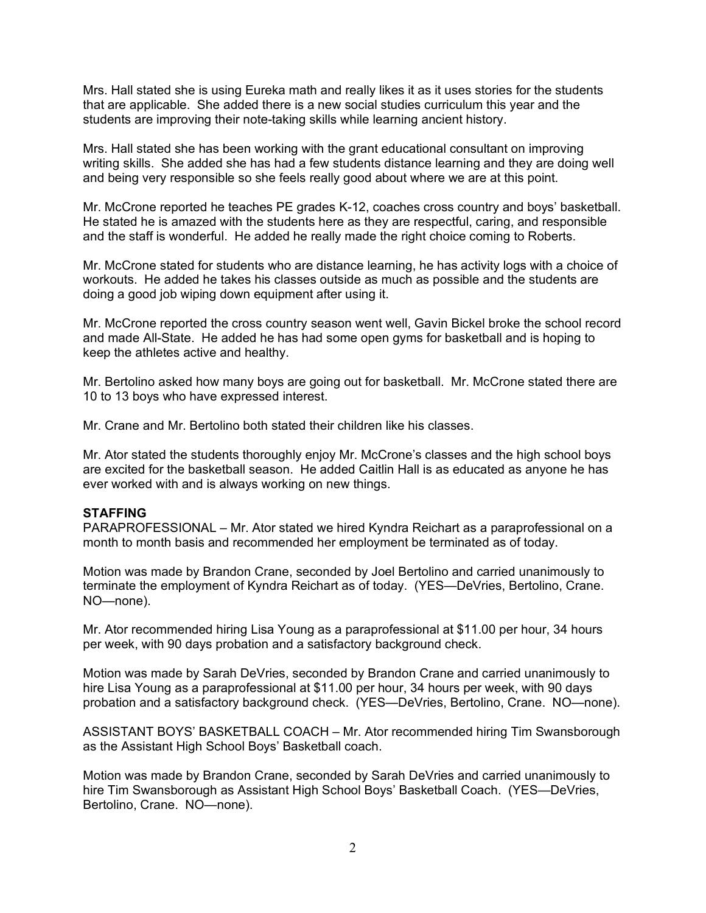Mrs. Hall stated she is using Eureka math and really likes it as it uses stories for the students that are applicable. She added there is a new social studies curriculum this year and the students are improving their note-taking skills while learning ancient history.

Mrs. Hall stated she has been working with the grant educational consultant on improving writing skills. She added she has had a few students distance learning and they are doing well and being very responsible so she feels really good about where we are at this point.

Mr. McCrone reported he teaches PE grades K-12, coaches cross country and boys' basketball. He stated he is amazed with the students here as they are respectful, caring, and responsible and the staff is wonderful. He added he really made the right choice coming to Roberts.

Mr. McCrone stated for students who are distance learning, he has activity logs with a choice of workouts. He added he takes his classes outside as much as possible and the students are doing a good job wiping down equipment after using it.

Mr. McCrone reported the cross country season went well, Gavin Bickel broke the school record and made All-State. He added he has had some open gyms for basketball and is hoping to keep the athletes active and healthy.

Mr. Bertolino asked how many boys are going out for basketball. Mr. McCrone stated there are 10 to 13 boys who have expressed interest.

Mr. Crane and Mr. Bertolino both stated their children like his classes.

Mr. Ator stated the students thoroughly enjoy Mr. McCrone's classes and the high school boys are excited for the basketball season. He added Caitlin Hall is as educated as anyone he has ever worked with and is always working on new things.

**STAFFING**

PARAPROFESSIONAL – Mr. Ator stated we hired Kyndra Reichart as a paraprofessional on a month to month basis and recommended her employment be terminated as of today.

Motion was made by Brandon Crane, seconded by Joel Bertolino and carried unanimously to terminate the employment of Kyndra Reichart as of today. (YES—DeVries, Bertolino, Crane. NO—none).

Mr. Ator recommended hiring Lisa Young as a paraprofessional at $11.00 per hour, 34 hours per week, with 90 days probation and a satisfactory background check.

Motion was made by Sarah DeVries, seconded by Brandon Crane and carried unanimously to hire Lisa Young as a paraprofessional at $11.00 per hour, 34 hours per week, with 90 days probation and a satisfactory background check. (YES—DeVries, Bertolino, Crane. NO—none).

ASSISTANT BOYS' BASKETBALL COACH – Mr. Ator recommended hiring Tim Swansborough as the Assistant High School Boys' Basketball coach.

Motion was made by Brandon Crane, seconded by Sarah DeVries and carried unanimously to hire Tim Swansborough as Assistant High School Boys' Basketball Coach. (YES—DeVries, Bertolino, Crane. NO—none).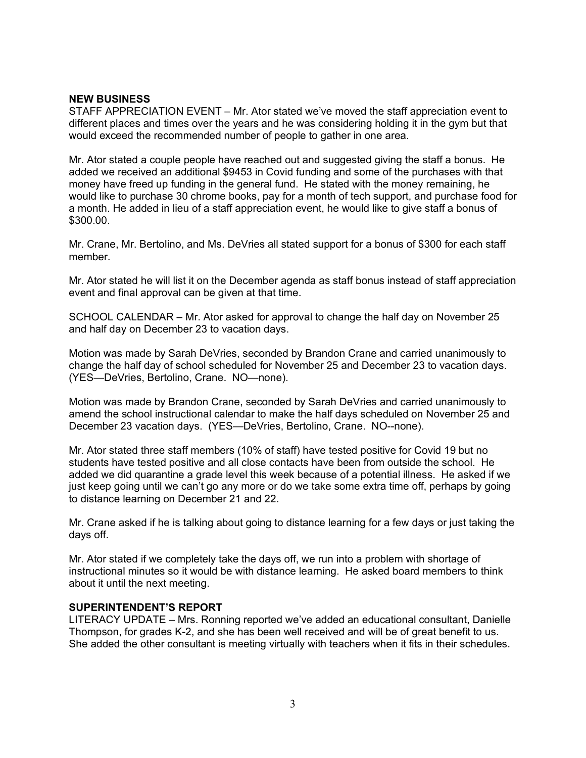## NEW BUSINESS

STAFF APPRECIATION EVENT – Mr. Ator stated we've moved the staff appreciation event to different places and times over the years and he was considering holding it in the gym but that would exceed the recommended number of people to gather in one area.

Mr. Ator stated a couple people have reached out and suggested giving the staff a bonus. He added we received an additional $9453 in Covid funding and some of the purchases with that money have freed up funding in the general fund. He stated with the money remaining, he would like to purchase 30 chrome books, pay for a month of tech support, and purchase food for a month. He added in lieu of a staff appreciation event, he would like to give staff a bonus of $300.00.

Mr. Crane, Mr. Bertolino, and Ms. DeVries all stated support for a bonus of $300 for each staff member.

Mr. Ator stated he will list it on the December agenda as staff bonus instead of staff appreciation event and final approval can be given at that time.

SCHOOL CALENDAR – Mr. Ator asked for approval to change the half day on November 25 and half day on December 23 to vacation days.

Motion was made by Sarah DeVries, seconded by Brandon Crane and carried unanimously to change the half day of school scheduled for November 25 and December 23 to vacation days. (YES—DeVries, Bertolino, Crane. NO—none).

Motion was made by Brandon Crane, seconded by Sarah DeVries and carried unanimously to amend the school instructional calendar to make the half days scheduled on November 25 and December 23 vacation days. (YES—DeVries, Bertolino, Crane. NO--none).

Mr. Ator stated three staff members (10% of staff) have tested positive for Covid 19 but no students have tested positive and all close contacts have been from outside the school. He added we did quarantine a grade level this week because of a potential illness. He asked if we just keep going until we can't go any more or do we take some extra time off, perhaps by going to distance learning on December 21 and 22.

Mr. Crane asked if he is talking about going to distance learning for a few days or just taking the days off.

Mr. Ator stated if we completely take the days off, we run into a problem with shortage of instructional minutes so it would be with distance learning. He asked board members to think about it until the next meeting.

## SUPERINTENDENT'S REPORT

LITERACY UPDATE – Mrs. Ronning reported we've added an educational consultant, Danielle Thompson, for grades K-2, and she has been well received and will be of great benefit to us. She added the other consultant is meeting virtually with teachers when it fits in their schedules.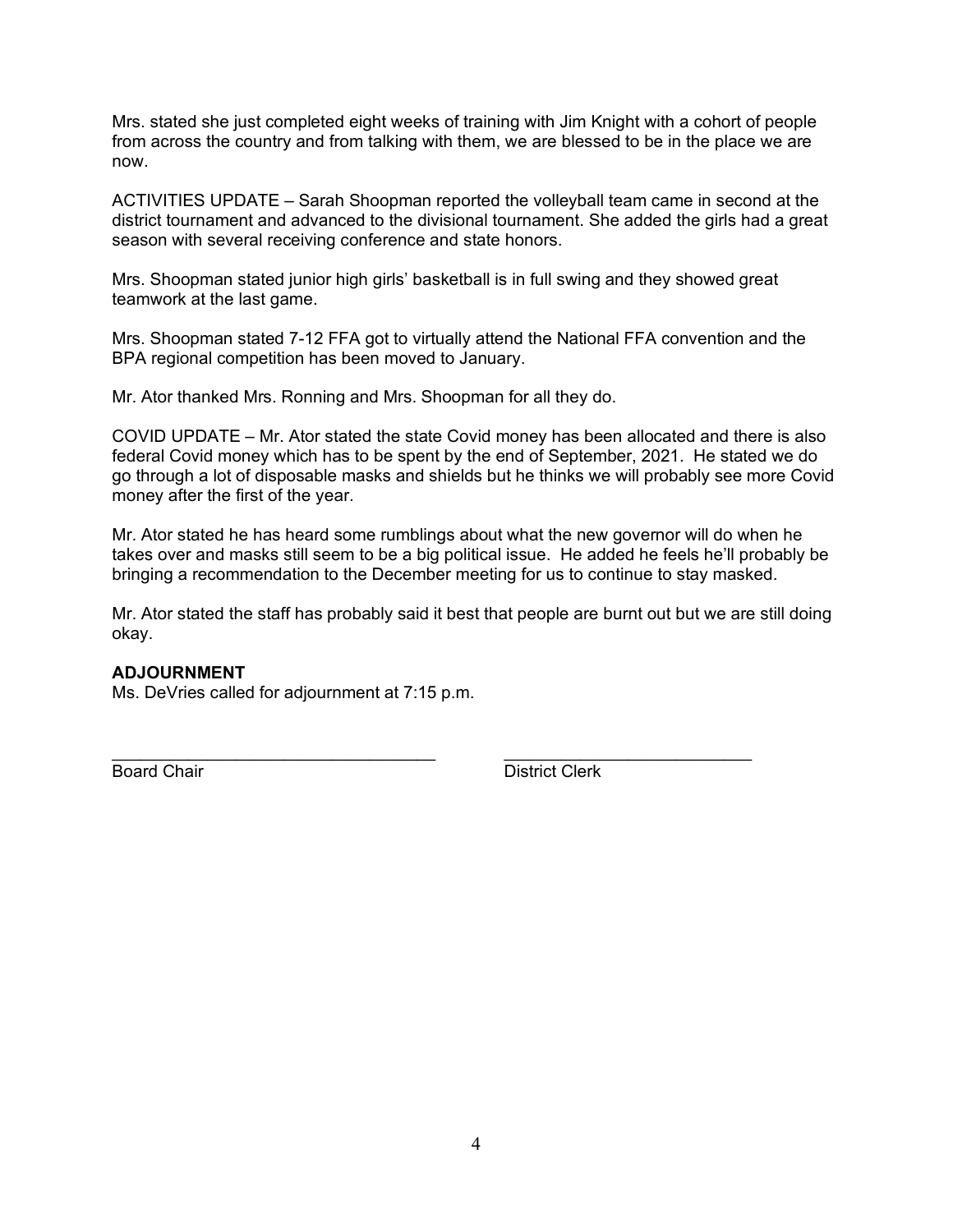Mrs. stated she just completed eight weeks of training with Jim Knight with a cohort of people from across the country and from talking with them, we are blessed to be in the place we are now.

ACTIVITIES UPDATE – Sarah Shoopman reported the volleyball team came in second at the district tournament and advanced to the divisional tournament. She added the girls had a great season with several receiving conference and state honors.

Mrs. Shoopman stated junior high girls' basketball is in full swing and they showed great teamwork at the last game.

Mrs. Shoopman stated 7-12 FFA got to virtually attend the National FFA convention and the BPA regional competition has been moved to January.

Mr. Ator thanked Mrs. Ronning and Mrs. Shoopman for all they do.

COVID UPDATE – Mr. Ator stated the state Covid money has been allocated and there is also federal Covid money which has to be spent by the end of September, 2021. He stated we do go through a lot of disposable masks and shields but he thinks we will probably see more Covid money after the first of the year.

Mr. Ator stated he has heard some rumblings about what the new governor will do when he takes over and masks still seem to be a big political issue. He added he feels he'll probably be bringing a recommendation to the December meeting for us to continue to stay masked.

Mr. Ator stated the staff has probably said it best that people are burnt out but we are still doing okay.

**ADJOURNMENT**

Ms. DeVries called for adjournment at 7:15 p.m.

___________________________________ ___________________________

Board Chair District Clerk